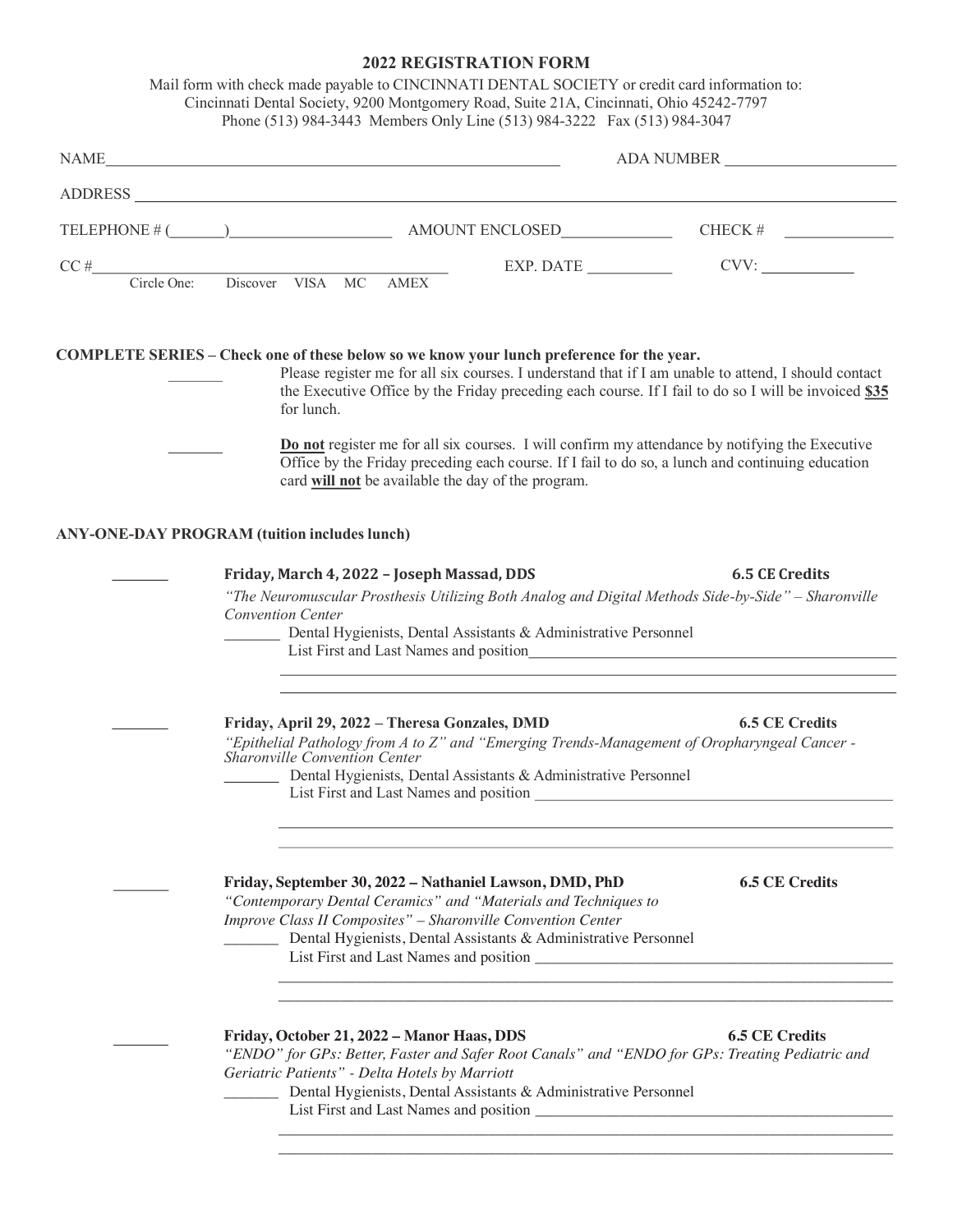# 2022 REGISTRATION FORM

Mail form with check made payable to CINCINNATI DENTAL SOCIETY or credit card information to:
Cincinnati Dental Society, 9200 Montgomery Road, Suite 21A, Cincinnati, Ohio 45242-7797
Phone (513) 984-3443 Members Only Line (513) 984-3222 Fax (513) 984-3047

NAME_______________________________________________ ADA NUMBER ____________________

ADDRESS ______________________________________________________________________________

TELEPHONE # (_______)____________________ AMOUNT ENCLOSED______________ CHECK # ______________

CC #__________________________________________ EXP. DATE __________ CVV: ____________

Circle One: Discover VISA MC AMEX

**COMPLETE SERIES – Check one of these below so we know your lunch preference for the year.**

_______ Please register me for all six courses. I understand that if I am unable to attend, I should contact the Executive Office by the Friday preceding each course. If I fail to do so I will be invoiced **$35** for lunch.

_______ **Do not** register me for all six courses. I will confirm my attendance by notifying the Executive Office by the Friday preceding each course. If I fail to do so, a lunch and continuing education card **will not** be available the day of the program.

**ANY-ONE-DAY PROGRAM (tuition includes lunch)**

_______ **Friday, March 4, 2022 – Joseph Massad, DDS** **6.5 CE Credits**
*"The Neuromuscular Prosthesis Utilizing Both Analog and Digital Methods Side-by-Side" – Sharonville Convention Center*
_______ Dental Hygienists, Dental Assistants & Administrative Personnel
List First and Last Names and position________________________________________________
______________________________________________________________________________
______________________________________________________________________________

_______ **Friday, April 29, 2022 – Theresa Gonzales, DMD** **6.5 CE Credits**
*"Epithelial Pathology from A to Z" and "Emerging Trends-Management of Oropharyngeal Cancer - Sharonville Convention Center*
_______ Dental Hygienists, Dental Assistants & Administrative Personnel
List First and Last Names and position ________________________________________________
______________________________________________________________________________
______________________________________________________________________________

_______ **Friday, September 30, 2022 – Nathaniel Lawson, DMD, PhD** **6.5 CE Credits**
*"Contemporary Dental Ceramics" and "Materials and Techniques to Improve Class II Composites" – Sharonville Convention Center*
_______ Dental Hygienists, Dental Assistants & Administrative Personnel
List First and Last Names and position ________________________________________________
______________________________________________________________________________
______________________________________________________________________________

_______ **Friday, October 21, 2022 – Manor Haas, DDS** **6.5 CE Credits**
*"ENDO" for GPs: Better, Faster and Safer Root Canals" and "ENDO for GPs: Treating Pediatric and Geriatric Patients" - Delta Hotels by Marriott*
_______ Dental Hygienists, Dental Assistants & Administrative Personnel
List First and Last Names and position ________________________________________________
______________________________________________________________________________
______________________________________________________________________________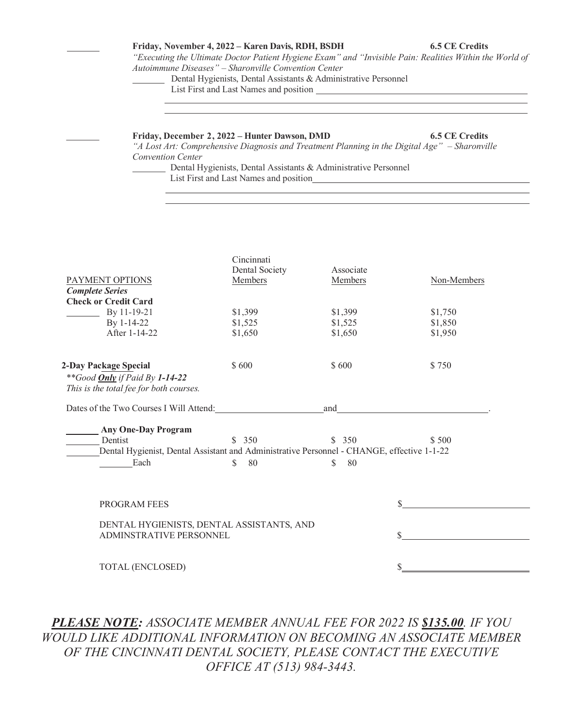_______ **Friday, November 4, 2022 – Karen Davis, RDH, BSDH** **6.5 CE Credits**

*"Executing the Ultimate Doctor Patient Hygiene Exam" and "Invisible Pain: Realities Within the World of Autoimmune Diseases" – Sharonville Convention Center*

_______ Dental Hygienists, Dental Assistants & Administrative Personnel

List First and Last Names and position ______________________________

______________________________

______________________________

_______ **Friday, December 2, 2022 – Hunter Dawson, DMD** **6.5 CE Credits**

*"A Lost Art: Comprehensive Diagnosis and Treatment Planning in the Digital Age" – Sharonville Convention Center*

_______ Dental Hygienists, Dental Assistants & Administrative Personnel

List First and Last Names and position______________________________

______________________________

______________________________

| PAYMENT OPTIONS | Cincinnati Dental Society Members | Associate Members | Non-Members |
|---|---|---|---|
| ***Complete Series*** | | | |
| **Check or Credit Card** | | | |
| _______ By 11-19-21 | $1,399 | $1,399 | $1,750 |
| By 1-14-22 | $1,525 | $1,525 | $1,850 |
| After 1-14-22 | $1,650 | $1,650 | $1,950 |
| **2-Day Package Special** | $ 600 | $ 600 | $ 750 |
| *\*\*Good **Only** if Paid By **1-14-22*** | | | |
| *This is the total fee for both courses.* | | | |

Dates of the Two Courses I Will Attend:______________________and______________________.

| | | | |
|---|---|---|---|
| _______ **Any One-Day Program** | | | |
| _______ Dentist | $ 350 | $ 350 | $ 500 |
| _______ Dental Hygienist, Dental Assistant and Administrative Personnel - CHANGE, effective 1-1-22 | | | |
| _______ Each | $ 80 | $ 80 | |

PROGRAM FEES $______________________

DENTAL HYGIENISTS, DENTAL ASSISTANTS, AND ADMINSTRATIVE PERSONNEL $______________________

TOTAL (ENCLOSED) $______________________

***PLEASE NOTE:*** *ASSOCIATE MEMBER ANNUAL FEE FOR 2022 IS **$135.00**. IF YOU WOULD LIKE ADDITIONAL INFORMATION ON BECOMING AN ASSOCIATE MEMBER OF THE CINCINNATI DENTAL SOCIETY, PLEASE CONTACT THE EXECUTIVE OFFICE AT (513) 984-3443.*